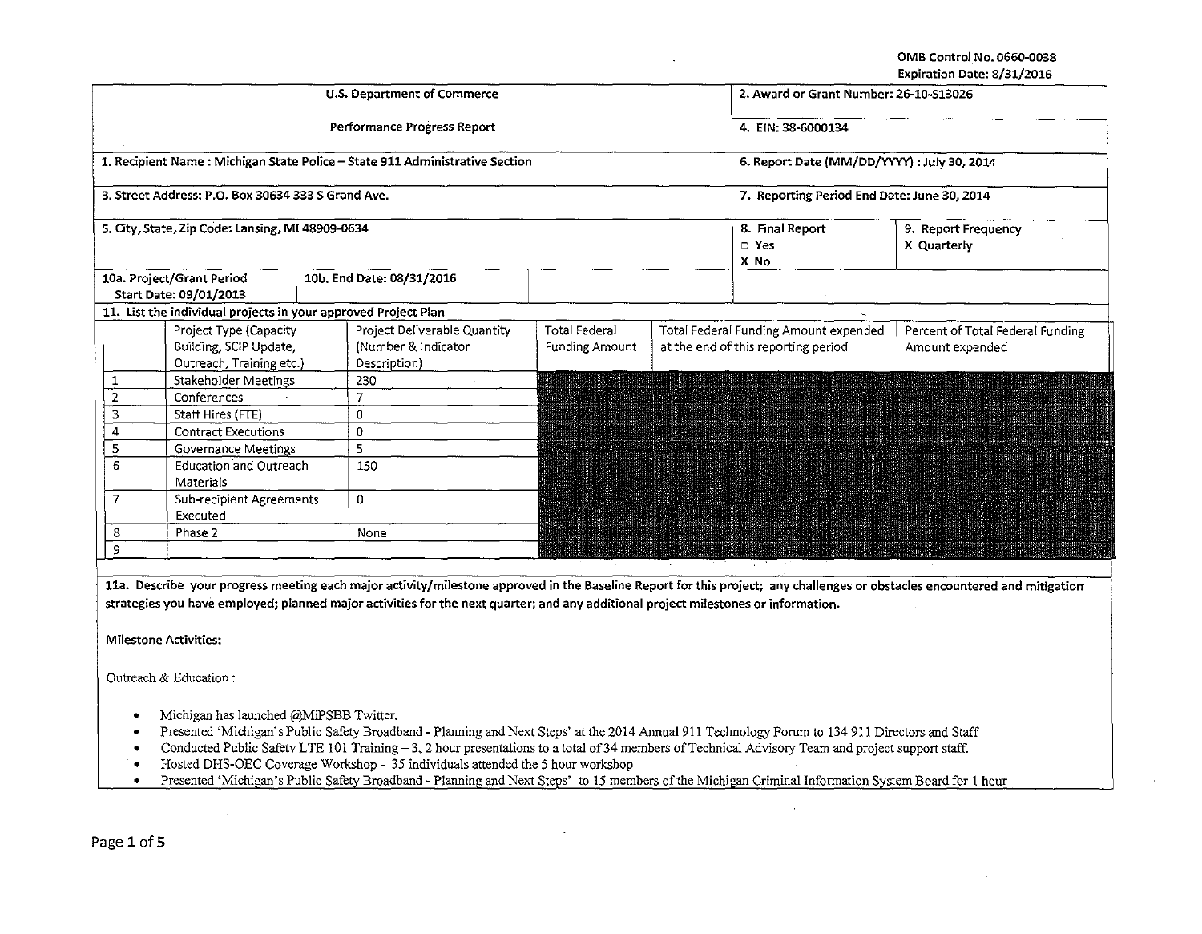OMB Control No. 0660-0038
Expiration Date: 8/31/2016

| U.S. Department of Commerce | 2. Award or Grant Number: 26-10-S13026 | |
|---|---|---|
| Performance Progress Report | 4. EIN: 38-6000134 | |
| 1. Recipient Name : Michigan State Police – State 911 Administrative Section | 6. Report Date (MM/DD/YYYY) : July 30, 2014 | |
| 3. Street Address: P.O. Box 30634 333 S Grand Ave. | 7. Reporting Period End Date: June 30, 2014 | |
| 5. City, State, Zip Code: Lansing, MI 48909-0634 | 8. Final Report ▫ Yes X No | 9. Report Frequency X Quarterly |
| 10a. Project/Grant Period Start Date: 09/01/2013 — 10b. End Date: 08/31/2016 | | |

**11. List the individual projects in your approved Project Plan**

| | Project Type (Capacity Building, SCIP Update, Outreach, Training etc.) | Project Deliverable Quantity (Number & Indicator Description) | Total Federal Funding Amount | Total Federal Funding Amount expended at the end of this reporting period | Percent of Total Federal Funding Amount expended |
|---|---|---|---|---|---|
| 1 | Stakeholder Meetings | 230 | | | |
| 2 | Conferences | 7 | | | |
| 3 | Staff Hires (FTE) | 0 | | | |
| 4 | Contract Executions | 0 | | | |
| 5 | Governance Meetings | 5 | | | |
| 6 | Education and Outreach Materials | 150 | | | |
| 7 | Sub-recipient Agreements Executed | 0 | | | |
| 8 | Phase 2 | None | | | |
| 9 | | | | | |

**11a. Describe your progress meeting each major activity/milestone approved in the Baseline Report for this project; any challenges or obstacles encountered and mitigation strategies you have employed; planned major activities for the next quarter; and any additional project milestones or information.**

**Milestone Activities:**

Outreach & Education :

- Michigan has launched @MiPSBB Twitter.
- Presented 'Michigan's Public Safety Broadband - Planning and Next Steps' at the 2014 Annual 911 Technology Forum to 134 911 Directors and Staff
- Conducted Public Safety LTE 101 Training – 3, 2 hour presentations to a total of 34 members of Technical Advisory Team and project support staff.
- Hosted DHS-OEC Coverage Workshop - 35 individuals attended the 5 hour workshop
- Presented 'Michigan's Public Safety Broadband - Planning and Next Steps' to 15 members of the Michigan Criminal Information System Board for 1 hour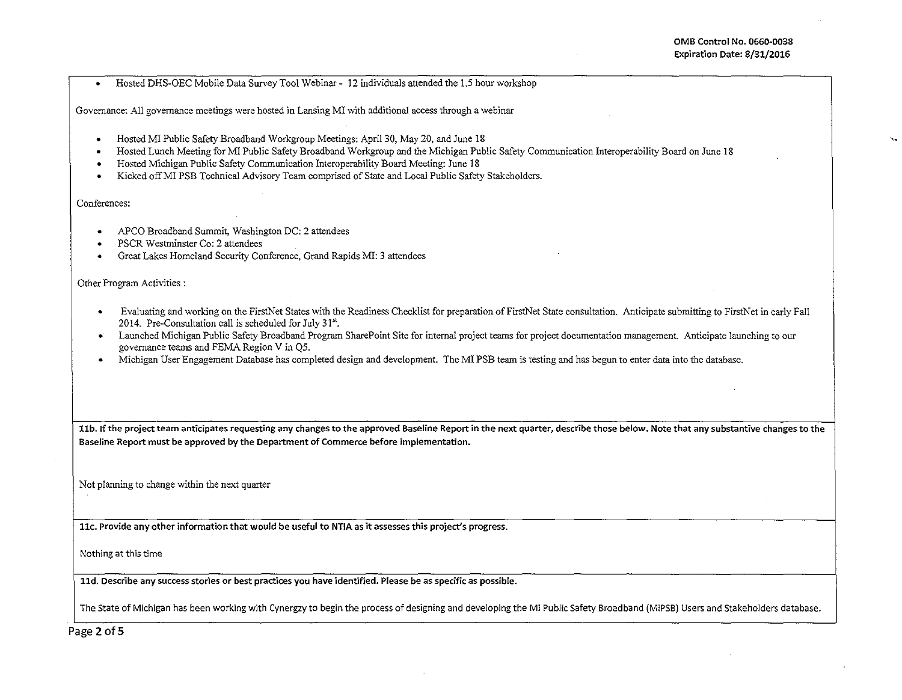- Hosted DHS-OEC Mobile Data Survey Tool Webinar - 12 individuals attended the 1.5 hour workshop

Governance: All governance meetings were hosted in Lansing MI with additional access through a webinar

- Hosted MI Public Safety Broadband Workgroup Meetings: April 30, May 20, and June 18
- Hosted Lunch Meeting for MI Public Safety Broadband Workgroup and the Michigan Public Safety Communication Interoperability Board on June 18
- Hosted Michigan Public Safety Communication Interoperability Board Meeting: June 18
- Kicked off MI PSB Technical Advisory Team comprised of State and Local Public Safety Stakeholders.

Conferences:

- APCO Broadband Summit, Washington DC: 2 attendees
- PSCR Westminster Co: 2 attendees
- Great Lakes Homeland Security Conference, Grand Rapids MI: 3 attendees

Other Program Activities :

- Evaluating and working on the FirstNet States with the Readiness Checklist for preparation of FirstNet State consultation. Anticipate submitting to FirstNet in early Fall 2014. Pre-Consultation call is scheduled for July 31st.
- Launched Michigan Public Safety Broadband Program SharePoint Site for internal project teams for project documentation management. Anticipate launching to our governance teams and FEMA Region V in Q5.
- Michigan User Engagement Database has completed design and development. The MI PSB team is testing and has begun to enter data into the database.

**11b. If the project team anticipates requesting any changes to the approved Baseline Report in the next quarter, describe those below. Note that any substantive changes to the Baseline Report must be approved by the Department of Commerce before implementation.**

Not planning to change within the next quarter

**11c. Provide any other information that would be useful to NTIA as it assesses this project's progress.**

Nothing at this time

**11d. Describe any success stories or best practices you have identified. Please be as specific as possible.**

The State of Michigan has been working with Cynergzy to begin the process of designing and developing the MI Public Safety Broadband (MiPSB) Users and Stakeholders database.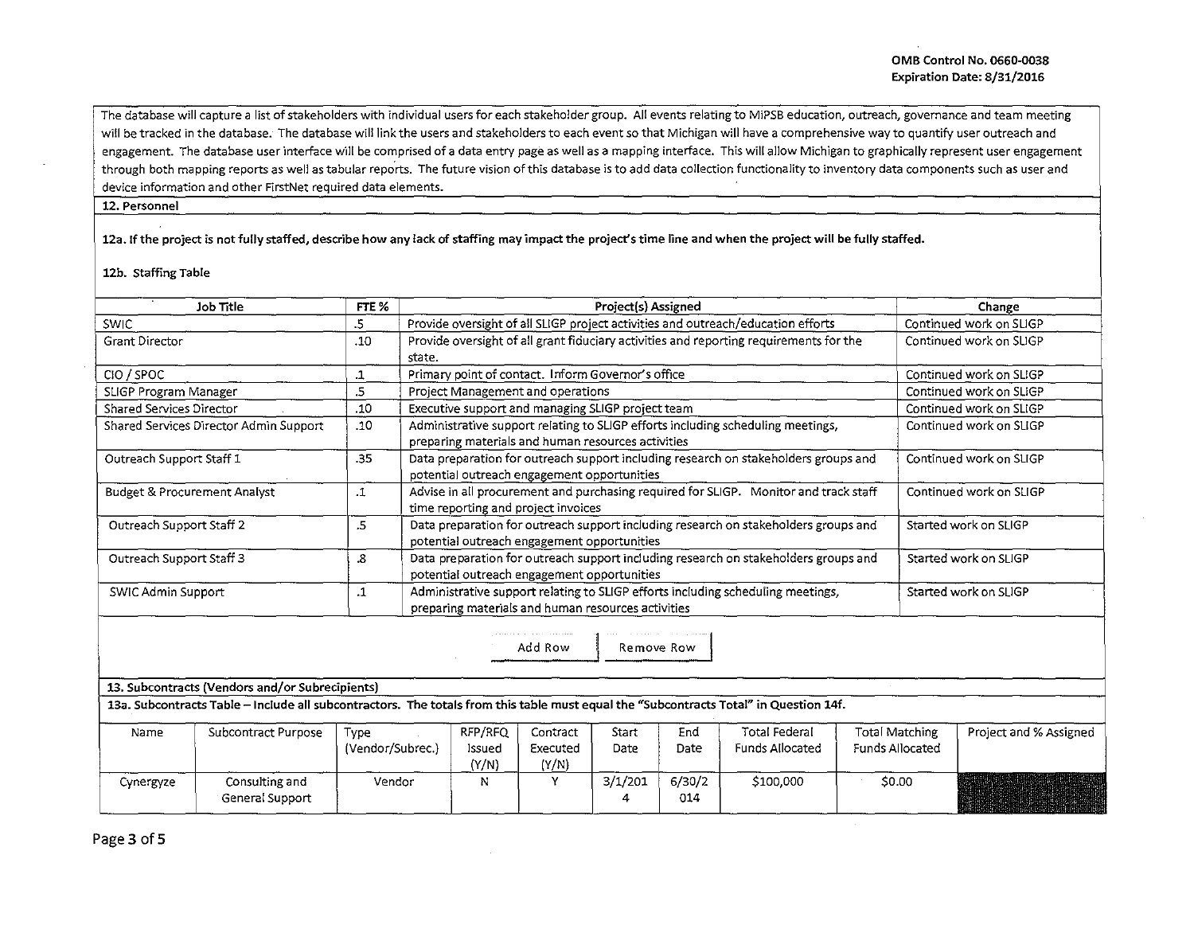The database will capture a list of stakeholders with individual users for each stakeholder group. All events relating to MiPSB education, outreach, governance and team meeting will be tracked in the database. The database will link the users and stakeholders to each event so that Michigan will have a comprehensive way to quantify user outreach and engagement. The database user interface will be comprised of a data entry page as well as a mapping interface. This will allow Michigan to graphically represent user engagement through both mapping reports as well as tabular reports. The future vision of this database is to add data collection functionality to inventory data components such as user and device information and other FirstNet required data elements.

**12. Personnel**

**12a. If the project is not fully staffed, describe how any lack of staffing may impact the project's time line and when the project will be fully staffed.**

12b. Staffing Table

| Job Title | FTE % | Project(s) Assigned | Change |
|---|---|---|---|
| SWIC | .5 | Provide oversight of all SLIGP project activities and outreach/education efforts | Continued work on SLIGP |
| Grant Director | .10 | Provide oversight of all grant fiduciary activities and reporting requirements for the state. | Continued work on SLIGP |
| CIO / SPOC | .1 | Primary point of contact. Inform Governor's office | Continued work on SLIGP |
| SLIGP Program Manager | .5 | Project Management and operations | Continued work on SLIGP |
| Shared Services Director | .10 | Executive support and managing SLIGP project team | Continued work on SLIGP |
| Shared Services Director Admin Support | .10 | Administrative support relating to SLIGP efforts including scheduling meetings, preparing materials and human resources activities | Continued work on SLIGP |
| Outreach Support Staff 1 | .35 | Data preparation for outreach support including research on stakeholders groups and potential outreach engagement opportunities | Continued work on SLIGP |
| Budget & Procurement Analyst | .1 | Advise in all procurement and purchasing required for SLIGP. Monitor and track staff time reporting and project invoices | Continued work on SLIGP |
| Outreach Support Staff 2 | .5 | Data preparation for outreach support including research on stakeholders groups and potential outreach engagement opportunities | Started work on SLIGP |
| Outreach Support Staff 3 | .8 | Data preparation for outreach support including research on stakeholders groups and potential outreach engagement opportunities | Started work on SLIGP |
| SWIC Admin Support | .1 | Administrative support relating to SLIGP efforts including scheduling meetings, preparing materials and human resources activities | Started work on SLIGP |

Add Row | Remove Row

**13. Subcontracts (Vendors and/or Subrecipients)**

**13a. Subcontracts Table – Include all subcontractors. The totals from this table must equal the "Subcontracts Total" in Question 14f.**

| Name | Subcontract Purpose | Type (Vendor/Subrec.) | RFP/RFQ Issued (Y/N) | Contract Executed (Y/N) | Start Date | End Date | Total Federal Funds Allocated | Total Matching Funds Allocated | Project and % Assigned |
|---|---|---|---|---|---|---|---|---|---|
| Cynergyze | Consulting and General Support | Vendor | N | Y | 3/1/2014 | 6/30/2014 | $100,000 | $0.00 | |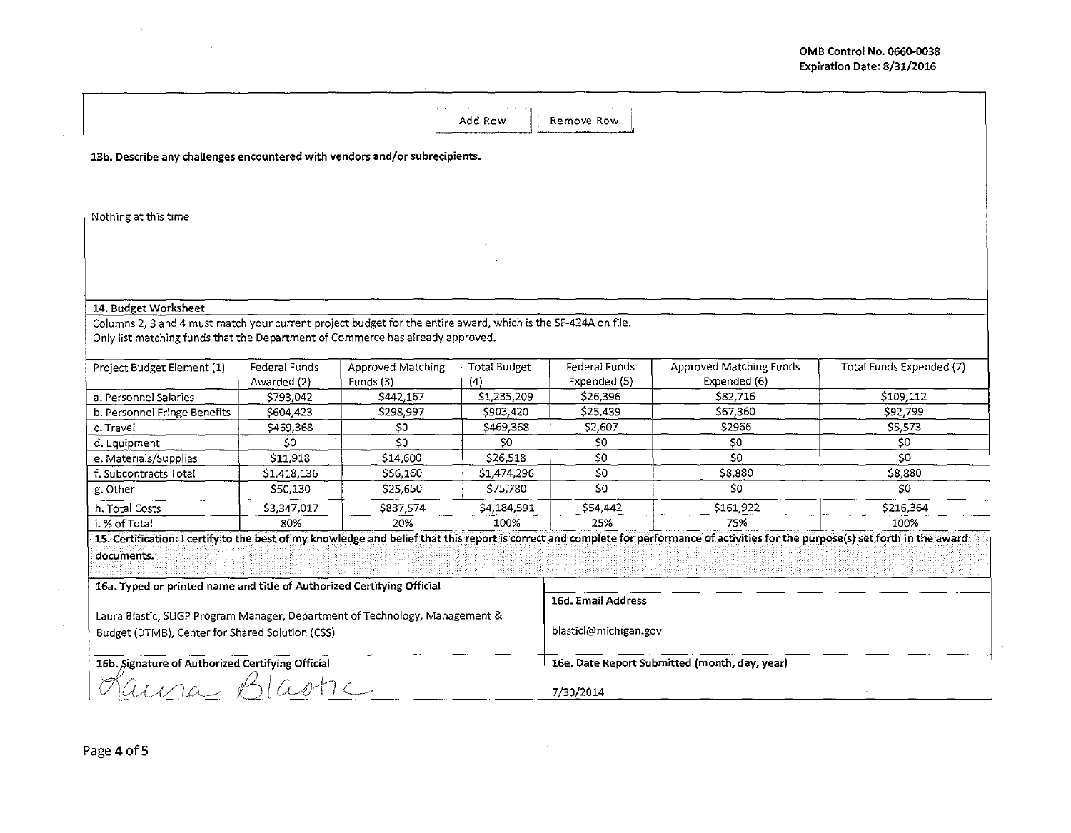OMB Control No. 0660-0038
Expiration Date: 8/31/2016

Add Row | Remove Row

**13b. Describe any challenges encountered with vendors and/or subrecipients.**

Nothing at this time

**14. Budget Worksheet**

Columns 2, 3 and 4 must match your current project budget for the entire award, which is the SF-424A on file.
Only list matching funds that the Department of Commerce has already approved.

| Project Budget Element (1) | Federal Funds Awarded (2) | Approved Matching Funds (3) | Total Budget (4) | Federal Funds Expended (5) | Approved Matching Funds Expended (6) | Total Funds Expended (7) |
|---|---|---|---|---|---|---|
| a. Personnel Salaries | $793,042 | $442,167 | $1,235,209 | $26,396 | $82,716 | $109,112 |
| b. Personnel Fringe Benefits | $604,423 | $298,997 | $903,420 | $25,439 | $67,360 | $92,799 |
| c. Travel | $469,368 | $0 | $469,368 | $2,607 | $2966 | $5,573 |
| d. Equipment | $0 | $0 | $0 | $0 | $0 | $0 |
| e. Materials/Supplies | $11,918 | $14,600 | $26,518 | $0 | $0 | $0 |
| f. Subcontracts Total | $1,418,136 | $56,160 | $1,474,296 | $0 | $8,880 | $8,880 |
| g. Other | $50,130 | $25,650 | $75,780 | $0 | $0 | $0 |
| h. Total Costs | $3,347,017 | $837,574 | $4,184,591 | $54,442 | $161,922 | $216,364 |
| i. % of Total | 80% | 20% | 100% | 25% | 75% | 100% |

**15. Certification: I certify to the best of my knowledge and belief that this report is correct and complete for performance of activities for the purpose(s) set forth in the award documents.**

**16a. Typed or printed name and title of Authorized Certifying Official**

Laura Blastic, SLIGP Program Manager, Department of Technology, Management & Budget (DTMB), Center for Shared Solution (CSS)

**16d. Email Address**

blasticl@michigan.gov

**16b. Signature of Authorized Certifying Official**

Laura Blastic

**16e. Date Report Submitted (month, day, year)**

7/30/2014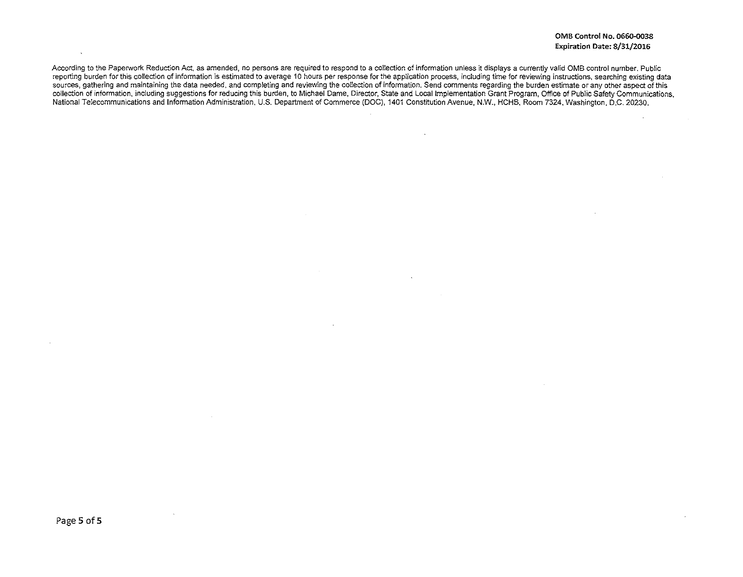**OMB Control No. 0660-0038**
**Expiration Date: 8/31/2016**

According to the Paperwork Reduction Act, as amended, no persons are required to respond to a collection of information unless it displays a currently valid OMB control number. Public reporting burden for this collection of information is estimated to average 10 hours per response for the application process, including time for reviewing instructions, searching existing data sources, gathering and maintaining the data needed, and completing and reviewing the collection of information. Send comments regarding the burden estimate or any other aspect of this collection of information, including suggestions for reducing this burden, to Michael Dame, Director, State and Local Implementation Grant Program, Office of Public Safety Communications, National Telecommunications and Information Administration, U.S. Department of Commerce (DOC), 1401 Constitution Avenue, N.W., HCHB, Room 7324, Washington, D.C. 20230.